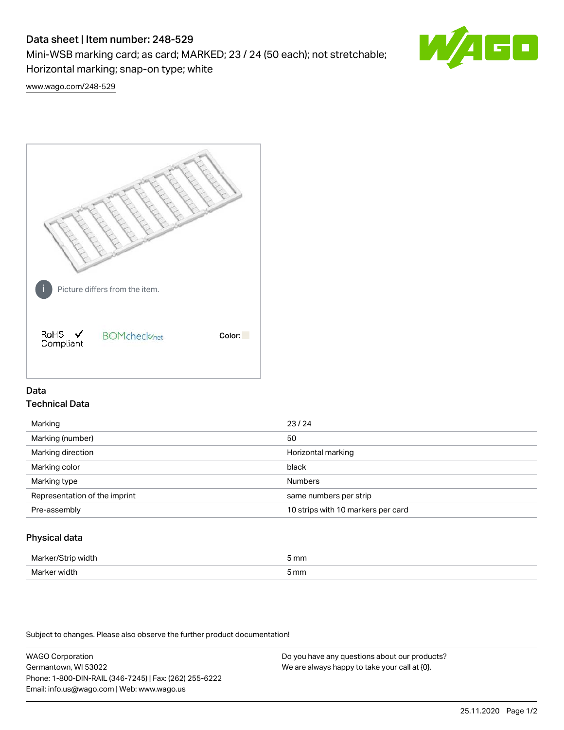# Data sheet | Item number: 248-529

Mini-WSB marking card; as card; MARKED; 23 / 24 (50 each); not stretchable; Horizontal marking; snap-on type; white

www.wago.com/248-529

Picture differs from the item.

RoHS ✓ Compliant   BOMcheck.net   Color:

## Data

### Technical Data

| | |
|---|---|
| Marking | 23 / 24 |
| Marking (number) | 50 |
| Marking direction | Horizontal marking |
| Marking color | black |
| Marking type | Numbers |
| Representation of the imprint | same numbers per strip |
| Pre-assembly | 10 strips with 10 markers per card |

### Physical data

| | |
|---|---|
| Marker/Strip width | 5 mm |
| Marker width | 5 mm |

Subject to changes. Please also observe the further product documentation!

WAGO Corporation
Germantown, WI 53022
Phone: 1-800-DIN-RAIL (346-7245) | Fax: (262) 255-6222
Email: info.us@wago.com | Web: www.wago.us

Do you have any questions about our products?
We are always happy to take your call at {0}.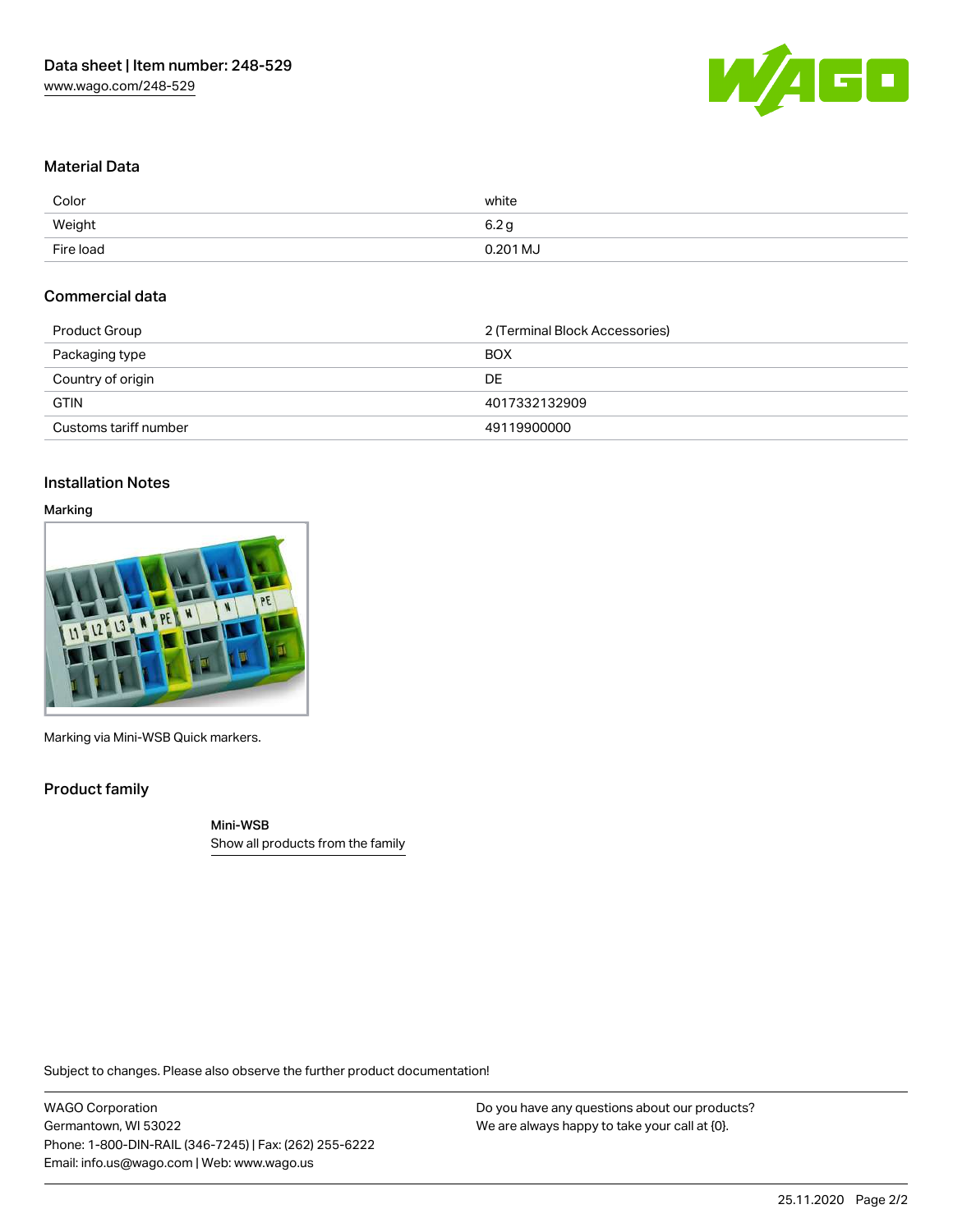## Material Data

| | |
|---|---|
| Color | white |
| Weight | 6.2 g |
| Fire load | 0.201 MJ |

## Commercial data

| | |
|---|---|
| Product Group | 2 (Terminal Block Accessories) |
| Packaging type | BOX |
| Country of origin | DE |
| GTIN | 4017332132909 |
| Customs tariff number | 49119900000 |

## Installation Notes

### Marking

Marking via Mini-WSB Quick markers.

## Product family

Mini-WSB
Show all products from the family

Subject to changes. Please also observe the further product documentation!

WAGO Corporation
Germantown, WI 53022
Phone: 1-800-DIN-RAIL (346-7245) | Fax: (262) 255-6222
Email: info.us@wago.com | Web: www.wago.us

Do you have any questions about our products?
We are always happy to take your call at {0}.

25.11.2020